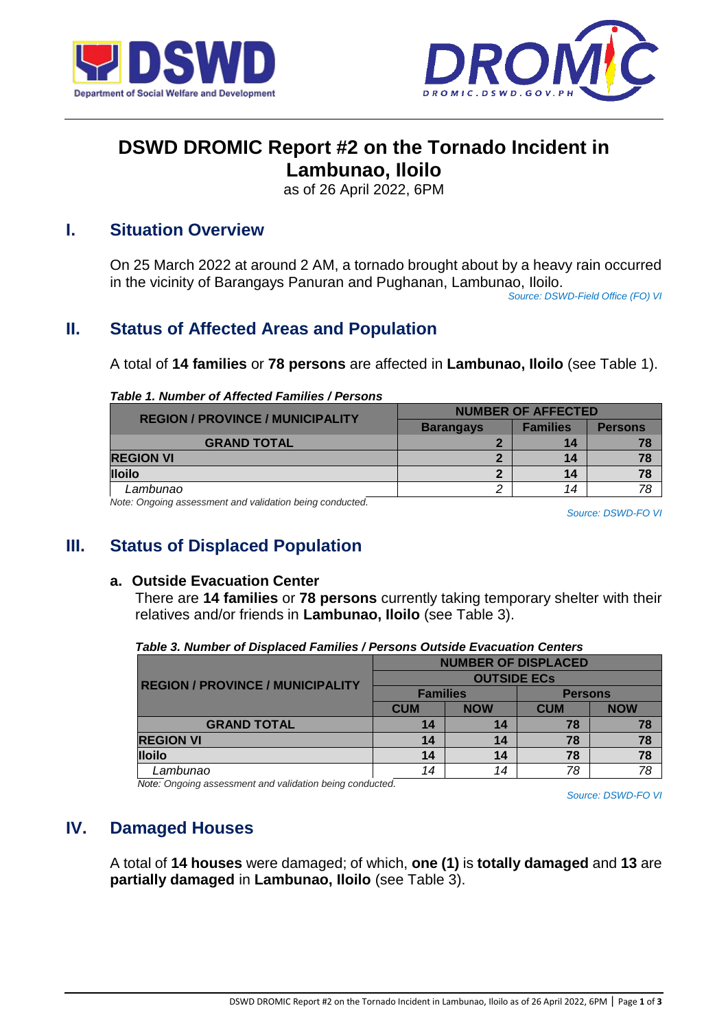# DSWD DROMIC Report #2 on the Tornado Incident in Lambunao, Iloilo

as of 26 April 2022, 6PM

## I. Situation Overview

On 25 March 2022 at around 2 AM, a tornado brought about by a heavy rain occurred in the vicinity of Barangays Panuran and Pughanan, Lambunao, Iloilo.

*Source: DSWD-Field Office (FO) VI*

## II. Status of Affected Areas and Population

A total of **14 families** or **78 persons** are affected in **Lambunao, Iloilo** (see Table 1).

***Table 1. Number of Affected Families / Persons***

| REGION / PROVINCE / MUNICIPALITY | NUMBER OF AFFECTED | | |
|---|---|---|---|
| | Barangays | Families | Persons |
| **GRAND TOTAL** | **2** | **14** | **78** |
| **REGION VI** | **2** | **14** | **78** |
| **Iloilo** | **2** | **14** | **78** |
| *Lambunao* | *2* | *14* | *78* |

*Note: Ongoing assessment and validation being conducted.*

*Source: DSWD-FO VI*

## III. Status of Displaced Population

### a. Outside Evacuation Center

There are **14 families** or **78 persons** currently taking temporary shelter with their relatives and/or friends in **Lambunao, Iloilo** (see Table 3).

***Table 3. Number of Displaced Families / Persons Outside Evacuation Centers***

| REGION / PROVINCE / MUNICIPALITY | NUMBER OF DISPLACED | | | |
|---|---|---|---|---|
| | OUTSIDE ECs | | | |
| | Families | | Persons | |
| | CUM | NOW | CUM | NOW |
| **GRAND TOTAL** | **14** | **14** | **78** | **78** |
| **REGION VI** | **14** | **14** | **78** | **78** |
| **Iloilo** | **14** | **14** | **78** | **78** |
| *Lambunao* | *14* | *14* | *78* | *78* |

*Note: Ongoing assessment and validation being conducted.*

*Source: DSWD-FO VI*

## IV. Damaged Houses

A total of **14 houses** were damaged; of which, **one (1)** is **totally damaged** and **13** are **partially damaged** in **Lambunao, Iloilo** (see Table 3).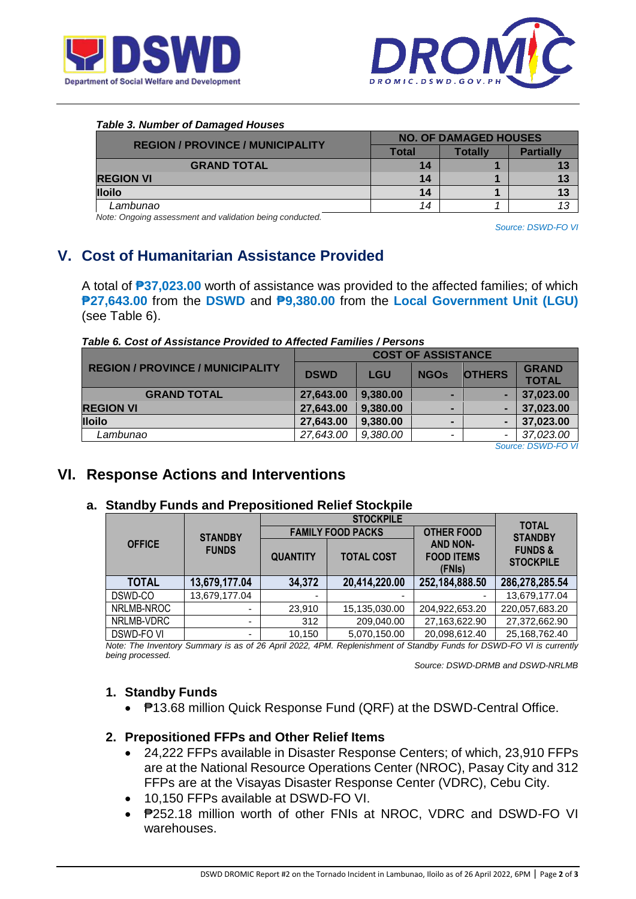***Table 3. Number of Damaged Houses***

| REGION / PROVINCE / MUNICIPALITY | NO. OF DAMAGED HOUSES | | |
|---|---|---|---|
| | Total | Totally | Partially |
| **GRAND TOTAL** | **14** | **1** | **13** |
| **REGION VI** | **14** | **1** | **13** |
| **Iloilo** | **14** | **1** | **13** |
| *Lambunao* | *14* | *1* | *13* |

*Note: Ongoing assessment and validation being conducted.*

*Source: DSWD-FO VI*

## V. Cost of Humanitarian Assistance Provided

A total of **₱37,023.00** worth of assistance was provided to the affected families; of which **₱27,643.00** from the **DSWD** and **₱9,380.00** from the **Local Government Unit (LGU)** (see Table 6).

***Table 6. Cost of Assistance Provided to Affected Families / Persons***

| REGION / PROVINCE / MUNICIPALITY | COST OF ASSISTANCE | | | | |
|---|---|---|---|---|---|
| | DSWD | LGU | NGOs | OTHERS | GRAND TOTAL |
| **GRAND TOTAL** | **27,643.00** | **9,380.00** | **-** | **-** | **37,023.00** |
| **REGION VI** | **27,643.00** | **9,380.00** | **-** | **-** | **37,023.00** |
| **Iloilo** | **27,643.00** | **9,380.00** | **-** | **-** | **37,023.00** |
| *Lambunao* | *27,643.00* | *9,380.00* | - | - | *37,023.00* |

*Source: DSWD-FO VI*

## VI. Response Actions and Interventions

### a. Standby Funds and Prepositioned Relief Stockpile

| OFFICE | STANDBY FUNDS | STOCKPILE | | | TOTAL STANDBY FUNDS & STOCKPILE |
|---|---|---|---|---|---|
| | | FAMILY FOOD PACKS | | OTHER FOOD AND NON-FOOD ITEMS (FNIs) | |
| | | QUANTITY | TOTAL COST | | |
| **TOTAL** | **13,679,177.04** | **34,372** | **20,414,220.00** | **252,184,888.50** | **286,278,285.54** |
| DSWD-CO | 13,679,177.04 | - | - | - | 13,679,177.04 |
| NRLMB-NROC | - | 23,910 | 15,135,030.00 | 204,922,653.20 | 220,057,683.20 |
| NRLMB-VDRC | - | 312 | 209,040.00 | 27,163,622.90 | 27,372,662.90 |
| DSWD-FO VI | - | 10,150 | 5,070,150.00 | 20,098,612.40 | 25,168,762.40 |

*Note: The Inventory Summary is as of 26 April 2022, 4PM. Replenishment of Standby Funds for DSWD-FO VI is currently being processed.*

*Source: DSWD-DRMB and DSWD-NRLMB*

#### 1. Standby Funds

- ₱13.68 million Quick Response Fund (QRF) at the DSWD-Central Office.

#### 2. Prepositioned FFPs and Other Relief Items

- 24,222 FFPs available in Disaster Response Centers; of which, 23,910 FFPs are at the National Resource Operations Center (NROC), Pasay City and 312 FFPs are at the Visayas Disaster Response Center (VDRC), Cebu City.
- 10,150 FFPs available at DSWD-FO VI.
- ₱252.18 million worth of other FNIs at NROC, VDRC and DSWD-FO VI warehouses.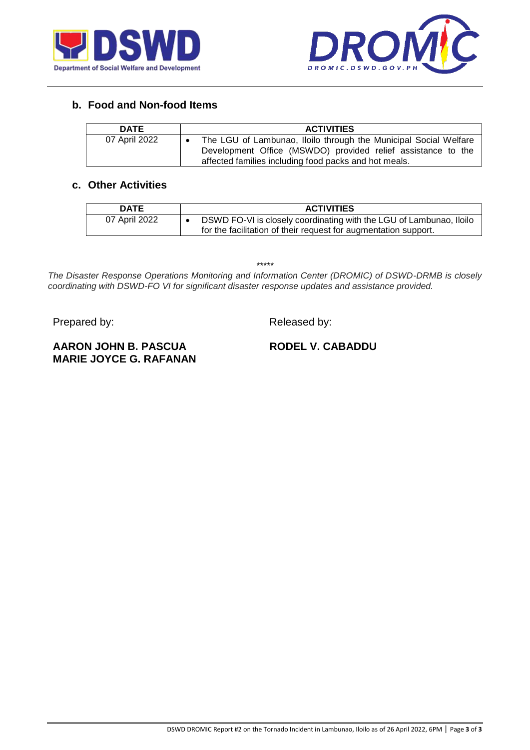### b. Food and Non-food Items

| DATE | ACTIVITIES |
|---|---|
| 07 April 2022 | • The LGU of Lambunao, Iloilo through the Municipal Social Welfare Development Office (MSWDO) provided relief assistance to the affected families including food packs and hot meals. |

### c. Other Activities

| DATE | ACTIVITIES |
|---|---|
| 07 April 2022 | • DSWD FO-VI is closely coordinating with the LGU of Lambunao, Iloilo for the facilitation of their request for augmentation support. |

*****

*The Disaster Response Operations Monitoring and Information Center (DROMIC) of DSWD-DRMB is closely coordinating with DSWD-FO VI for significant disaster response updates and assistance provided.*

Prepared by:

**AARON JOHN B. PASCUA**
**MARIE JOYCE G. RAFANAN**

Released by:

**RODEL V. CABADDU**